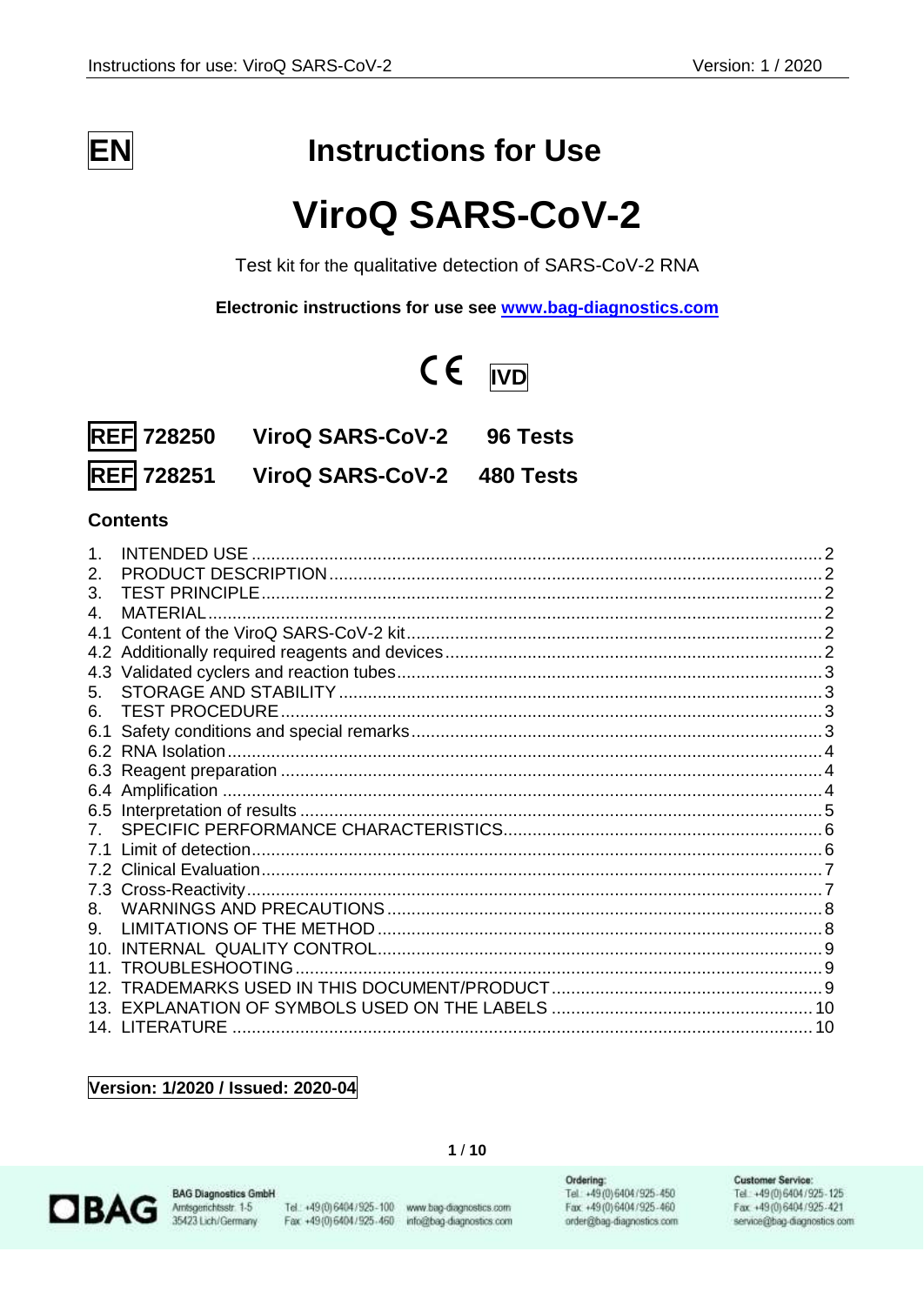**EN**

# Instructions for Use

# ViroQ SARS-CoV-2

Test kit for the qualitative detection of SARS-CoV-2 RNA

**Electronic instructions for use see [www.bag-diagnostics.com](http://www.bag-diagnostics.com)**

CE IVD

| | | |
|---|---|---|
| **REF 728250** | **ViroQ SARS-CoV-2** | **96 Tests** |
| **REF 728251** | **ViroQ SARS-CoV-2** | **480 Tests** |

## Contents

1. INTENDED USE ..... 2
2. PRODUCT DESCRIPTION ..... 2
3. TEST PRINCIPLE ..... 2
4. MATERIAL ..... 2
4.1 Content of the ViroQ SARS-CoV-2 kit ..... 2
4.2 Additionally required reagents and devices ..... 2
4.3 Validated cyclers and reaction tubes ..... 3
5. STORAGE AND STABILITY ..... 3
6. TEST PROCEDURE ..... 3
6.1 Safety conditions and special remarks ..... 3
6.2 RNA Isolation ..... 4
6.3 Reagent preparation ..... 4
6.4 Amplification ..... 4
6.5 Interpretation of results ..... 5
7. SPECIFIC PERFORMANCE CHARACTERISTICS ..... 6
7.1 Limit of detection ..... 6
7.2 Clinical Evaluation ..... 7
7.3 Cross-Reactivity ..... 7
8. WARNINGS AND PRECAUTIONS ..... 8
9. LIMITATIONS OF THE METHOD ..... 8
10. INTERNAL QUALITY CONTROL ..... 9
11. TROUBLESHOOTING ..... 9
12. TRADEMARKS USED IN THIS DOCUMENT/PRODUCT ..... 9
13. EXPLANATION OF SYMBOLS USED ON THE LABELS ..... 10
14. LITERATURE ..... 10

**Version: 1/2020 / Issued: 2020-04**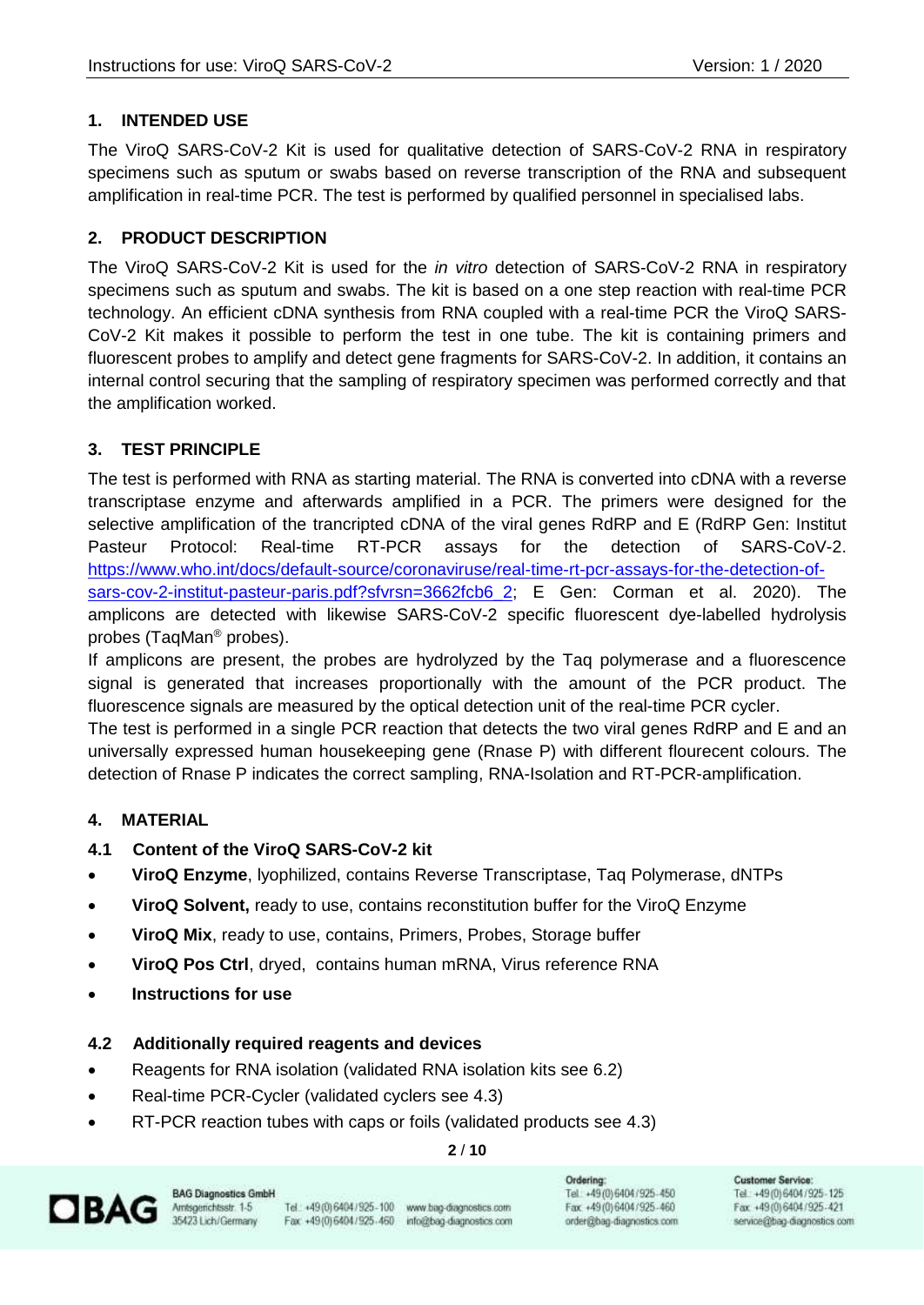## 1. INTENDED USE

The ViroQ SARS-CoV-2 Kit is used for qualitative detection of SARS-CoV-2 RNA in respiratory specimens such as sputum or swabs based on reverse transcription of the RNA and subsequent amplification in real-time PCR. The test is performed by qualified personnel in specialised labs.

## 2. PRODUCT DESCRIPTION

The ViroQ SARS-CoV-2 Kit is used for the *in vitro* detection of SARS-CoV-2 RNA in respiratory specimens such as sputum and swabs. The kit is based on a one step reaction with real-time PCR technology. An efficient cDNA synthesis from RNA coupled with a real-time PCR the ViroQ SARS-CoV-2 Kit makes it possible to perform the test in one tube. The kit is containing primers and fluorescent probes to amplify and detect gene fragments for SARS-CoV-2. In addition, it contains an internal control securing that the sampling of respiratory specimen was performed correctly and that the amplification worked.

## 3. TEST PRINCIPLE

The test is performed with RNA as starting material. The RNA is converted into cDNA with a reverse transcriptase enzyme and afterwards amplified in a PCR. The primers were designed for the selective amplification of the trancripted cDNA of the viral genes RdRP and E (RdRP Gen: Institut Pasteur Protocol: Real-time RT-PCR assays for the detection of SARS-CoV-2. https://www.who.int/docs/default-source/coronaviruse/real-time-rt-pcr-assays-for-the-detection-of-sars-cov-2-institut-pasteur-paris.pdf?sfvrsn=3662fcb6_2; E Gen: Corman et al. 2020). The amplicons are detected with likewise SARS-CoV-2 specific fluorescent dye-labelled hydrolysis probes (TaqMan® probes).

If amplicons are present, the probes are hydrolyzed by the Taq polymerase and a fluorescence signal is generated that increases proportionally with the amount of the PCR product. The fluorescence signals are measured by the optical detection unit of the real-time PCR cycler.

The test is performed in a single PCR reaction that detects the two viral genes RdRP and E and an universally expressed human housekeeping gene (Rnase P) with different flourecent colours. The detection of Rnase P indicates the correct sampling, RNA-Isolation and RT-PCR-amplification.

## 4. MATERIAL

### 4.1 Content of the ViroQ SARS-CoV-2 kit

- **ViroQ Enzyme**, lyophilized, contains Reverse Transcriptase, Taq Polymerase, dNTPs
- **ViroQ Solvent,** ready to use, contains reconstitution buffer for the ViroQ Enzyme
- **ViroQ Mix**, ready to use, contains, Primers, Probes, Storage buffer
- **ViroQ Pos Ctrl**, dryed, contains human mRNA, Virus reference RNA
- **Instructions for use**

### 4.2 Additionally required reagents and devices

- Reagents for RNA isolation (validated RNA isolation kits see 6.2)
- Real-time PCR-Cycler (validated cyclers see 4.3)
- RT-PCR reaction tubes with caps or foils (validated products see 4.3)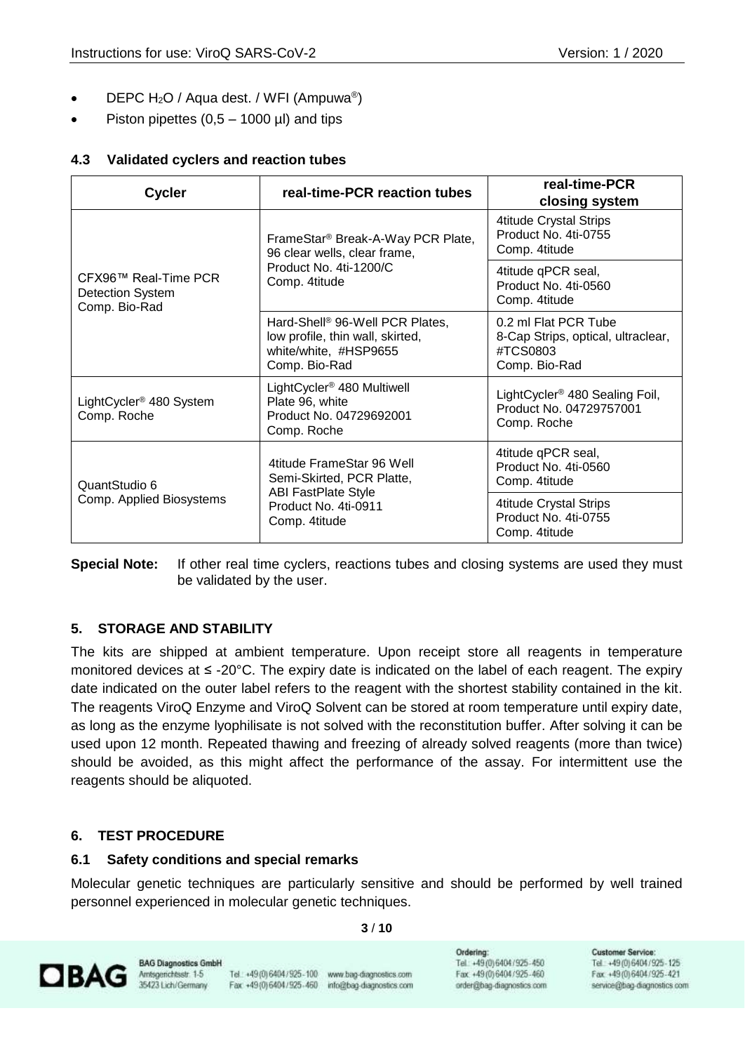- DEPC $H_2O$ / Aqua dest. / WFI (Ampuwa®)
- Piston pipettes (0,5 – 1000 µl) and tips

### 4.3 Validated cyclers and reaction tubes

| Cycler | real-time-PCR reaction tubes | real-time-PCR closing system |
|---|---|---|
| CFX96™ Real-Time PCR Detection System Comp. Bio-Rad | FrameStar® Break-A-Way PCR Plate, 96 clear wells, clear frame, Product No. 4ti-1200/C Comp. 4titude | 4titude Crystal Strips Product No. 4ti-0755 Comp. 4titude |
| | | 4titude qPCR seal, Product No. 4ti-0560 Comp. 4titude |
| | Hard-Shell® 96-Well PCR Plates, low profile, thin wall, skirted, white/white, #HSP9655 Comp. Bio-Rad | 0.2 ml Flat PCR Tube 8-Cap Strips, optical, ultraclear, #TCS0803 Comp. Bio-Rad |
| LightCycler® 480 System Comp. Roche | LightCycler® 480 Multiwell Plate 96, white Product No. 04729692001 Comp. Roche | LightCycler® 480 Sealing Foil, Product No. 04729757001 Comp. Roche |
| QuantStudio 6 Comp. Applied Biosystems | 4titude FrameStar 96 Well Semi-Skirted, PCR Platte, ABI FastPlate Style Product No. 4ti-0911 Comp. 4titude | 4titude qPCR seal, Product No. 4ti-0560 Comp. 4titude |
| | | 4titude Crystal Strips Product No. 4ti-0755 Comp. 4titude |

**Special Note:** If other real time cyclers, reactions tubes and closing systems are used they must be validated by the user.

## 5. STORAGE AND STABILITY

The kits are shipped at ambient temperature. Upon receipt store all reagents in temperature monitored devices at ≤ -20°C. The expiry date is indicated on the label of each reagent. The expiry date indicated on the outer label refers to the reagent with the shortest stability contained in the kit. The reagents ViroQ Enzyme and ViroQ Solvent can be stored at room temperature until expiry date, as long as the enzyme lyophilisate is not solved with the reconstitution buffer. After solving it can be used upon 12 month. Repeated thawing and freezing of already solved reagents (more than twice) should be avoided, as this might affect the performance of the assay. For intermittent use the reagents should be aliquoted.

## 6. TEST PROCEDURE

### 6.1 Safety conditions and special remarks

Molecular genetic techniques are particularly sensitive and should be performed by well trained personnel experienced in molecular genetic techniques.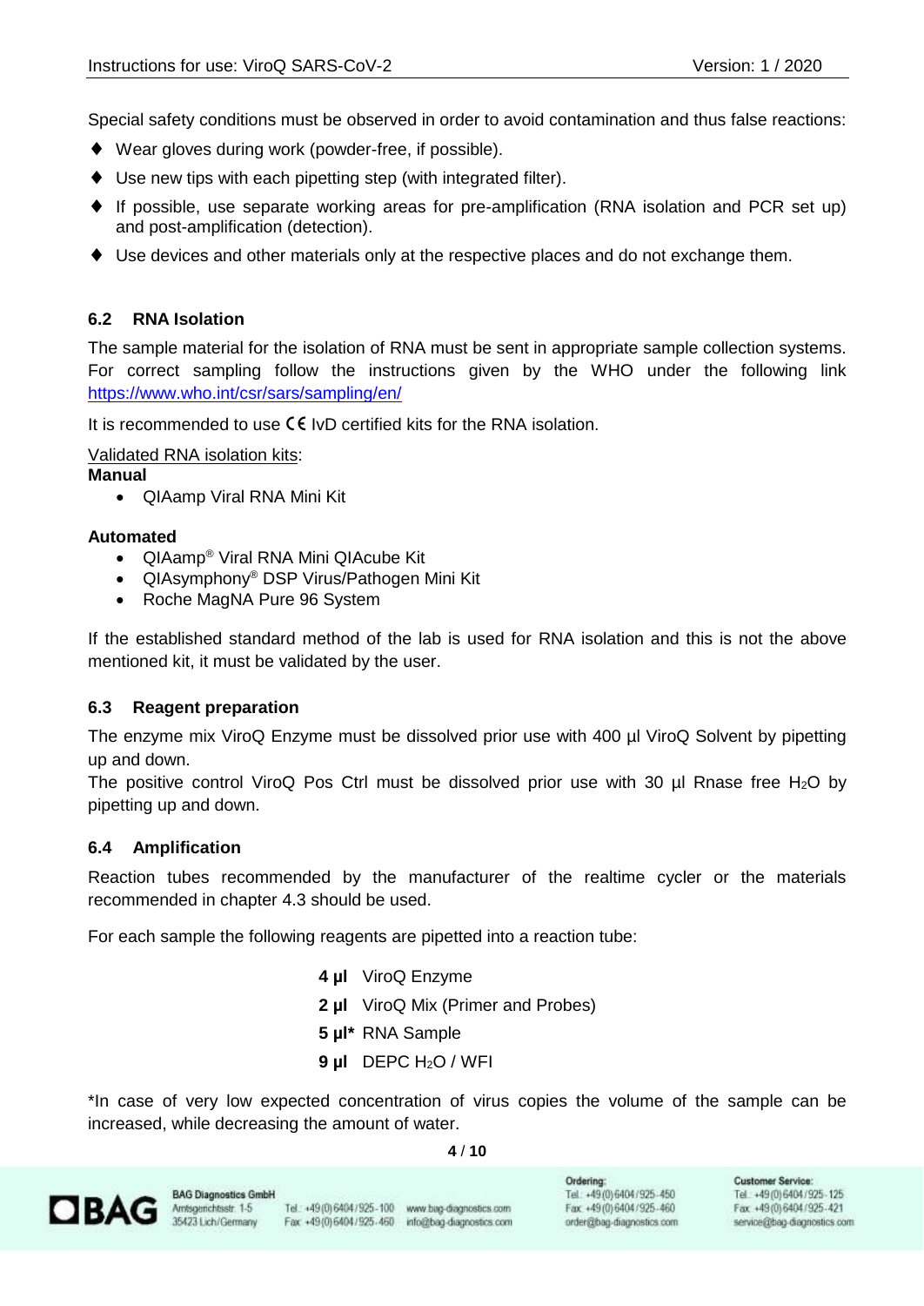Special safety conditions must be observed in order to avoid contamination and thus false reactions:

- ♦ Wear gloves during work (powder-free, if possible).
- ♦ Use new tips with each pipetting step (with integrated filter).
- ♦ If possible, use separate working areas for pre-amplification (RNA isolation and PCR set up) and post-amplification (detection).
- ♦ Use devices and other materials only at the respective places and do not exchange them.

### 6.2 RNA Isolation

The sample material for the isolation of RNA must be sent in appropriate sample collection systems. For correct sampling follow the instructions given by the WHO under the following link https://www.who.int/csr/sars/sampling/en/

It is recommended to use CE IvD certified kits for the RNA isolation.

Validated RNA isolation kits:

**Manual**

- QIAamp Viral RNA Mini Kit

**Automated**

- QIAamp® Viral RNA Mini QIAcube Kit
- QIAsymphony® DSP Virus/Pathogen Mini Kit
- Roche MagNA Pure 96 System

If the established standard method of the lab is used for RNA isolation and this is not the above mentioned kit, it must be validated by the user.

### 6.3 Reagent preparation

The enzyme mix ViroQ Enzyme must be dissolved prior use with 400 µl ViroQ Solvent by pipetting up and down.

The positive control ViroQ Pos Ctrl must be dissolved prior use with 30 µl Rnase free $H_2O$ by pipetting up and down.

### 6.4 Amplification

Reaction tubes recommended by the manufacturer of the realtime cycler or the materials recommended in chapter 4.3 should be used.

For each sample the following reagents are pipetted into a reaction tube:

**4 µl** ViroQ Enzyme
**2 µl** ViroQ Mix (Primer and Probes)
**5 µl*** RNA Sample
**9 µl** DEPC $H_2O$ / WFI

*In case of very low expected concentration of virus copies the volume of the sample can be increased, while decreasing the amount of water.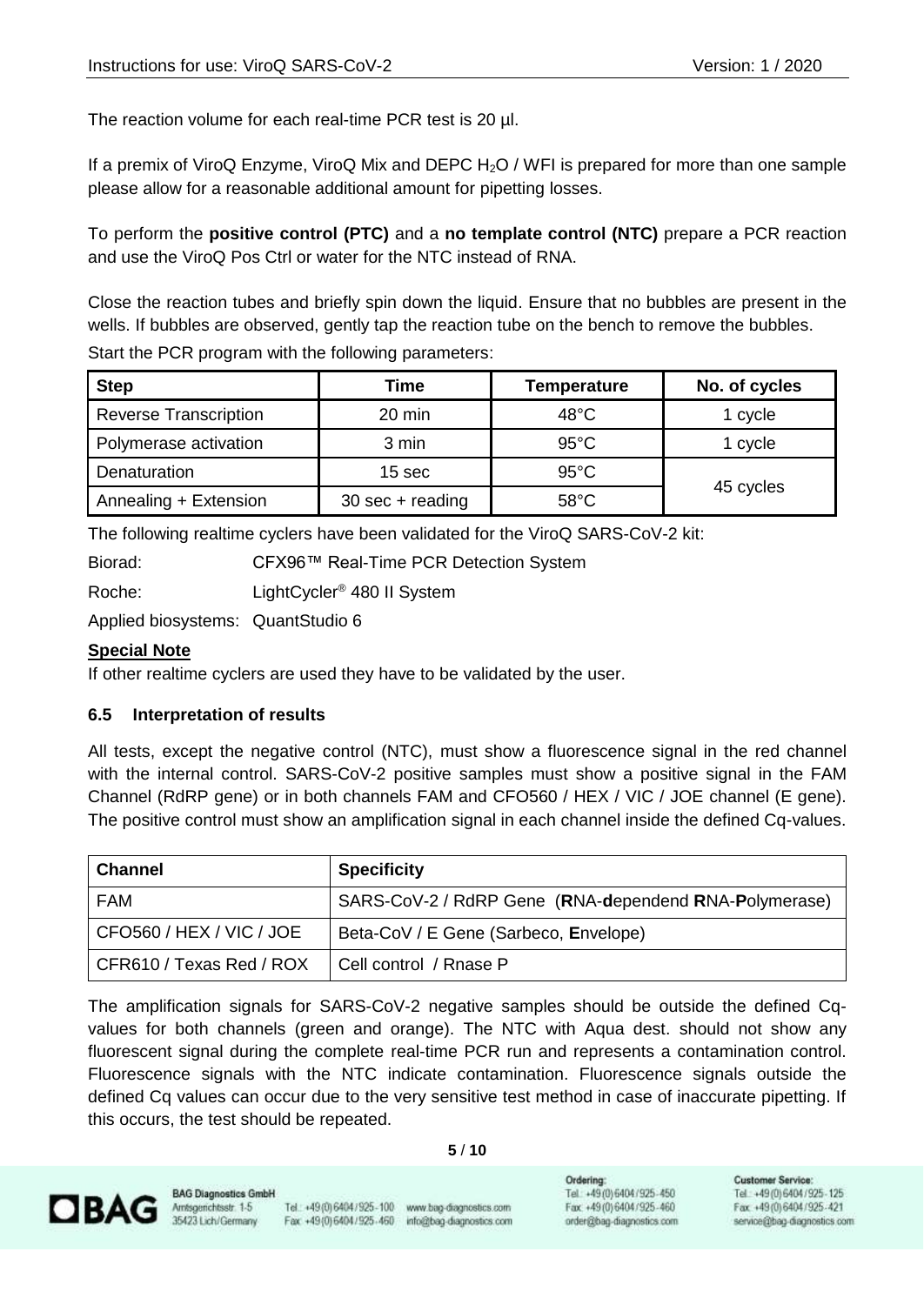The reaction volume for each real-time PCR test is 20 µl.

If a premix of ViroQ Enzyme, ViroQ Mix and DEPC $H_2O$ / WFI is prepared for more than one sample please allow for a reasonable additional amount for pipetting losses.

To perform the **positive control (PTC)** and a **no template control (NTC)** prepare a PCR reaction and use the ViroQ Pos Ctrl or water for the NTC instead of RNA.

Close the reaction tubes and briefly spin down the liquid. Ensure that no bubbles are present in the wells. If bubbles are observed, gently tap the reaction tube on the bench to remove the bubbles.

Start the PCR program with the following parameters:

| Step | Time | Temperature | No. of cycles |
|---|---|---|---|
| Reverse Transcription | 20 min | 48°C | 1 cycle |
| Polymerase activation | 3 min | 95°C | 1 cycle |
| Denaturation | 15 sec | 95°C | 45 cycles |
| Annealing + Extension | 30 sec + reading | 58°C | |

The following realtime cyclers have been validated for the ViroQ SARS-CoV-2 kit:

Biorad: CFX96™ Real-Time PCR Detection System

Roche: LightCycler® 480 II System

Applied biosystems: QuantStudio 6

**Special Note**

If other realtime cyclers are used they have to be validated by the user.

### 6.5 Interpretation of results

All tests, except the negative control (NTC), must show a fluorescence signal in the red channel with the internal control. SARS-CoV-2 positive samples must show a positive signal in the FAM Channel (RdRP gene) or in both channels FAM and CFO560 / HEX / VIC / JOE channel (E gene). The positive control must show an amplification signal in each channel inside the defined Cq-values.

| Channel | Specificity |
|---|---|
| FAM | SARS-CoV-2 / RdRP Gene (**R**NA-**d**ependend **R**NA-**P**olymerase) |
| CFO560 / HEX / VIC / JOE | Beta-CoV / E Gene (Sarbeco, **E**nvelope) |
| CFR610 / Texas Red / ROX | Cell control / Rnase P |

The amplification signals for SARS-CoV-2 negative samples should be outside the defined Cq-values for both channels (green and orange). The NTC with Aqua dest. should not show any fluorescent signal during the complete real-time PCR run and represents a contamination control. Fluorescence signals with the NTC indicate contamination. Fluorescence signals outside the defined Cq values can occur due to the very sensitive test method in case of inaccurate pipetting. If this occurs, the test should be repeated.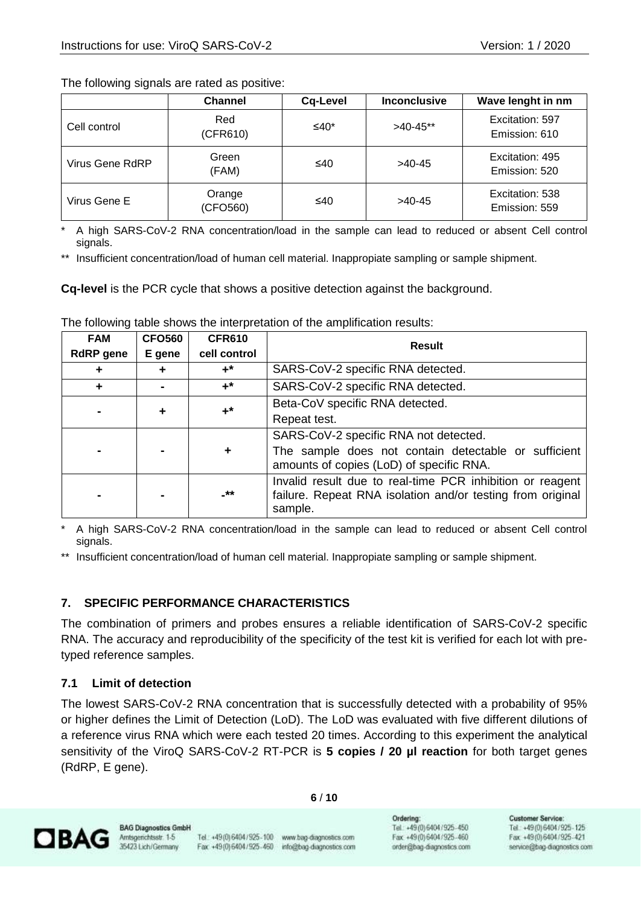The following signals are rated as positive:

| | Channel | Cq-Level | Inconclusive | Wave lenght in nm |
|---|---|---|---|---|
| Cell control | Red (CFR610) | ≤40* | >40-45** | Excitation: 597 Emission: 610 |
| Virus Gene RdRP | Green (FAM) | ≤40 | >40-45 | Excitation: 495 Emission: 520 |
| Virus Gene E | Orange (CFO560) | ≤40 | >40-45 | Excitation: 538 Emission: 559 |

\* A high SARS-CoV-2 RNA concentration/load in the sample can lead to reduced or absent Cell control signals.

\** Insufficient concentration/load of human cell material. Inappropiate sampling or sample shipment.

**Cq-level** is the PCR cycle that shows a positive detection against the background.

The following table shows the interpretation of the amplification results:

| FAM RdRP gene | CFO560 E gene | CFR610 cell control | Result |
|---|---|---|---|
| + | + | +* | SARS-CoV-2 specific RNA detected. |
| + | - | +* | SARS-CoV-2 specific RNA detected. |
| - | + | +* | Beta-CoV specific RNA detected. Repeat test. |
| - | - | + | SARS-CoV-2 specific RNA not detected. The sample does not contain detectable or sufficient amounts of copies (LoD) of specific RNA. |
| - | - | -** | Invalid result due to real-time PCR inhibition or reagent failure. Repeat RNA isolation and/or testing from original sample. |

\* A high SARS-CoV-2 RNA concentration/load in the sample can lead to reduced or absent Cell control signals.

\** Insufficient concentration/load of human cell material. Inappropiate sampling or sample shipment.

## 7. SPECIFIC PERFORMANCE CHARACTERISTICS

The combination of primers and probes ensures a reliable identification of SARS-CoV-2 specific RNA. The accuracy and reproducibility of the specificity of the test kit is verified for each lot with pre-typed reference samples.

### 7.1 Limit of detection

The lowest SARS-CoV-2 RNA concentration that is successfully detected with a probability of 95% or higher defines the Limit of Detection (LoD). The LoD was evaluated with five different dilutions of a reference virus RNA which were each tested 20 times. According to this experiment the analytical sensitivity of the ViroQ SARS-CoV-2 RT-PCR is **5 copies / 20 µl reaction** for both target genes (RdRP, E gene).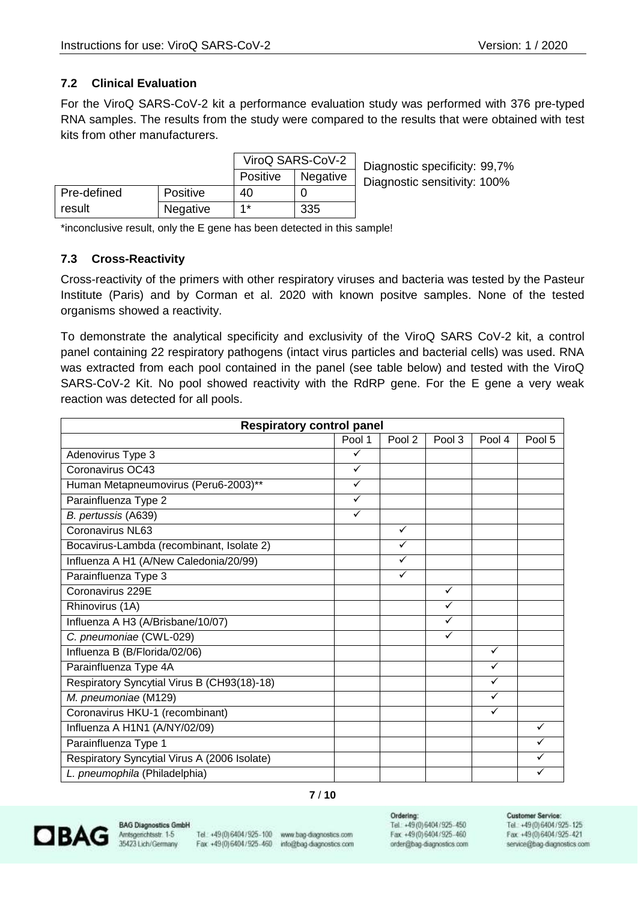### 7.2 Clinical Evaluation

For the ViroQ SARS-CoV-2 kit a performance evaluation study was performed with 376 pre-typed RNA samples. The results from the study were compared to the results that were obtained with test kits from other manufacturers.

| | | ViroQ SARS-CoV-2 | |
|---|---|---|---|
| | | Positive | Negative |
| Pre-defined result | Positive | 40 | 0 |
| | Negative | 1* | 335 |

Diagnostic specificity: 99,7%
Diagnostic sensitivity: 100%

*inconclusive result, only the E gene has been detected in this sample!

### 7.3 Cross-Reactivity

Cross-reactivity of the primers with other respiratory viruses and bacteria was tested by the Pasteur Institute (Paris) and by Corman et al. 2020 with known positve samples. None of the tested organisms showed a reactivity.

To demonstrate the analytical specificity and exclusivity of the ViroQ SARS CoV-2 kit, a control panel containing 22 respiratory pathogens (intact virus particles and bacterial cells) was used. RNA was extracted from each pool contained in the panel (see table below) and tested with the ViroQ SARS-CoV-2 Kit. No pool showed reactivity with the RdRP gene. For the E gene a very weak reaction was detected for all pools.

| Respiratory control panel | | | | | |
|---|---|---|---|---|---|
| | Pool 1 | Pool 2 | Pool 3 | Pool 4 | Pool 5 |
| Adenovirus Type 3 | ✓ | | | | |
| Coronavirus OC43 | ✓ | | | | |
| Human Metapneumovirus (Peru6-2003)** | ✓ | | | | |
| Parainfluenza Type 2 | ✓ | | | | |
| *B. pertussis* (A639) | ✓ | | | | |
| Coronavirus NL63 | | ✓ | | | |
| Bocavirus-Lambda (recombinant, Isolate 2) | | ✓ | | | |
| Influenza A H1 (A/New Caledonia/20/99) | | ✓ | | | |
| Parainfluenza Type 3 | | ✓ | | | |
| Coronavirus 229E | | | ✓ | | |
| Rhinovirus (1A) | | | ✓ | | |
| Influenza A H3 (A/Brisbane/10/07) | | | ✓ | | |
| *C. pneumoniae* (CWL-029) | | | ✓ | | |
| Influenza B (B/Florida/02/06) | | | | ✓ | |
| Parainfluenza Type 4A | | | | ✓ | |
| Respiratory Syncytial Virus B (CH93(18)-18) | | | | ✓ | |
| *M. pneumoniae* (M129) | | | | ✓ | |
| Coronavirus HKU-1 (recombinant) | | | | ✓ | |
| Influenza A H1N1 (A/NY/02/09) | | | | | ✓ |
| Parainfluenza Type 1 | | | | | ✓ |
| Respiratory Syncytial Virus A (2006 Isolate) | | | | | ✓ |
| *L. pneumophila* (Philadelphia) | | | | | ✓ |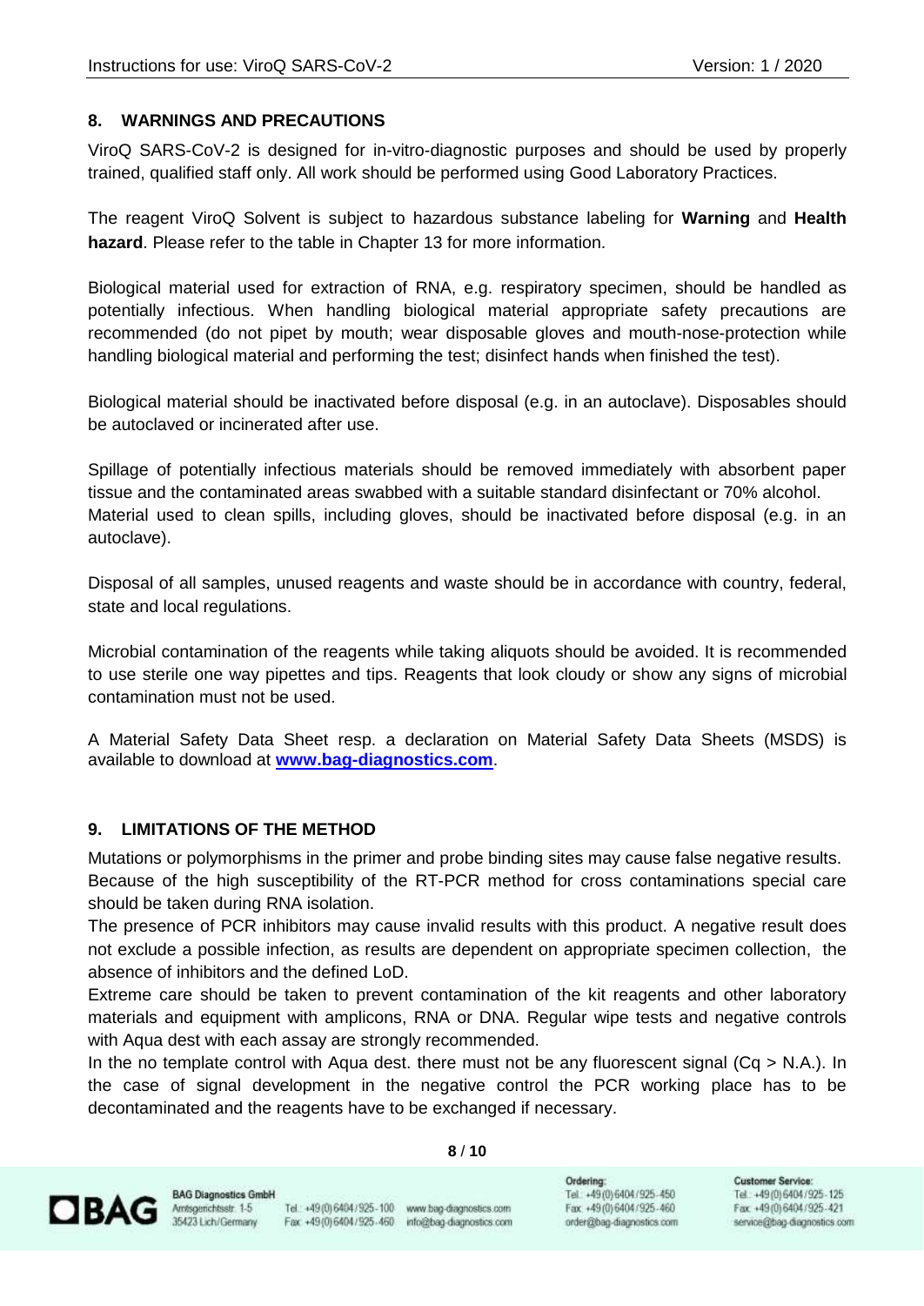## 8. WARNINGS AND PRECAUTIONS

ViroQ SARS-CoV-2 is designed for in-vitro-diagnostic purposes and should be used by properly trained, qualified staff only. All work should be performed using Good Laboratory Practices.

The reagent ViroQ Solvent is subject to hazardous substance labeling for **Warning** and **Health hazard**. Please refer to the table in Chapter 13 for more information.

Biological material used for extraction of RNA, e.g. respiratory specimen, should be handled as potentially infectious. When handling biological material appropriate safety precautions are recommended (do not pipet by mouth; wear disposable gloves and mouth-nose-protection while handling biological material and performing the test; disinfect hands when finished the test).

Biological material should be inactivated before disposal (e.g. in an autoclave). Disposables should be autoclaved or incinerated after use.

Spillage of potentially infectious materials should be removed immediately with absorbent paper tissue and the contaminated areas swabbed with a suitable standard disinfectant or 70% alcohol.
Material used to clean spills, including gloves, should be inactivated before disposal (e.g. in an autoclave).

Disposal of all samples, unused reagents and waste should be in accordance with country, federal, state and local regulations.

Microbial contamination of the reagents while taking aliquots should be avoided. It is recommended to use sterile one way pipettes and tips. Reagents that look cloudy or show any signs of microbial contamination must not be used.

A Material Safety Data Sheet resp. a declaration on Material Safety Data Sheets (MSDS) is available to download at **www.bag-diagnostics.com**.

## 9. LIMITATIONS OF THE METHOD

Mutations or polymorphisms in the primer and probe binding sites may cause false negative results.
Because of the high susceptibility of the RT-PCR method for cross contaminations special care should be taken during RNA isolation.
The presence of PCR inhibitors may cause invalid results with this product. A negative result does not exclude a possible infection, as results are dependent on appropriate specimen collection, the absence of inhibitors and the defined LoD.
Extreme care should be taken to prevent contamination of the kit reagents and other laboratory materials and equipment with amplicons, RNA or DNA. Regular wipe tests and negative controls with Aqua dest with each assay are strongly recommended.
In the no template control with Aqua dest. there must not be any fluorescent signal (Cq > N.A.). In the case of signal development in the negative control the PCR working place has to be decontaminated and the reagents have to be exchanged if necessary.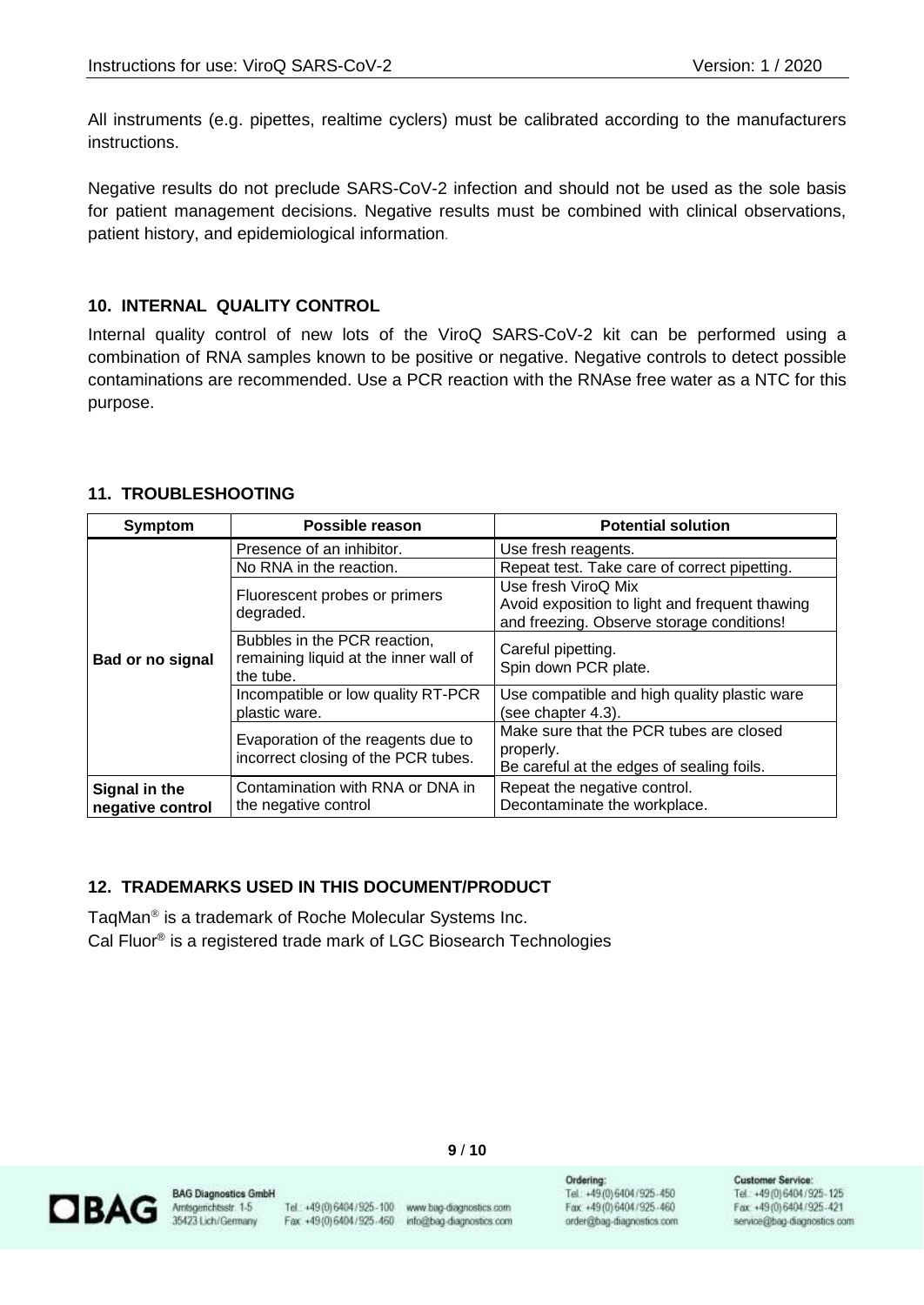All instruments (e.g. pipettes, realtime cyclers) must be calibrated according to the manufacturers instructions.

Negative results do not preclude SARS-CoV-2 infection and should not be used as the sole basis for patient management decisions. Negative results must be combined with clinical observations, patient history, and epidemiological information.

## 10. INTERNAL QUALITY CONTROL

Internal quality control of new lots of the ViroQ SARS-CoV-2 kit can be performed using a combination of RNA samples known to be positive or negative. Negative controls to detect possible contaminations are recommended. Use a PCR reaction with the RNAse free water as a NTC for this purpose.

## 11. TROUBLESHOOTING

| Symptom | Possible reason | Potential solution |
|---|---|---|
| **Bad or no signal** | Presence of an inhibitor. | Use fresh reagents. |
| | No RNA in the reaction. | Repeat test. Take care of correct pipetting. |
| | Fluorescent probes or primers degraded. | Use fresh ViroQ Mix<br>Avoid exposition to light and frequent thawing and freezing. Observe storage conditions! |
| | Bubbles in the PCR reaction, remaining liquid at the inner wall of the tube. | Careful pipetting.<br>Spin down PCR plate. |
| | Incompatible or low quality RT-PCR plastic ware. | Use compatible and high quality plastic ware (see chapter 4.3). |
| | Evaporation of the reagents due to incorrect closing of the PCR tubes. | Make sure that the PCR tubes are closed properly.<br>Be careful at the edges of sealing foils. |
| **Signal in the negative control** | Contamination with RNA or DNA in the negative control | Repeat the negative control.<br>Decontaminate the workplace. |

## 12. TRADEMARKS USED IN THIS DOCUMENT/PRODUCT

TaqMan® is a trademark of Roche Molecular Systems Inc.
Cal Fluor® is a registered trade mark of LGC Biosearch Technologies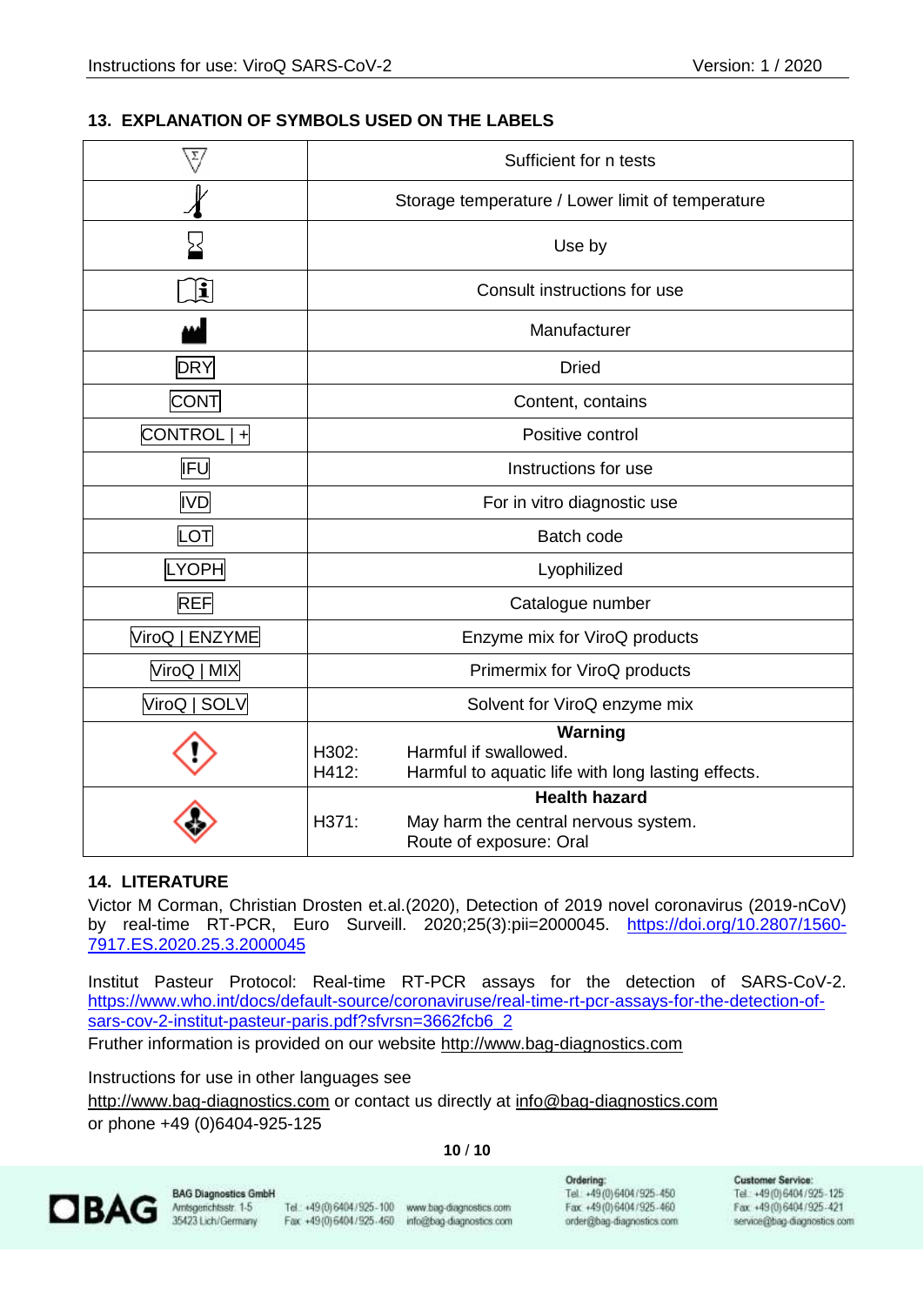## 13. EXPLANATION OF SYMBOLS USED ON THE LABELS

| | |
|---|---|
| Σ | Sufficient for n tests |
| | Storage temperature / Lower limit of temperature |
| | Use by |
| | Consult instructions for use |
| | Manufacturer |
| DRY | Dried |
| CONT | Content, contains |
| CONTROL \| + | Positive control |
| IFU | Instructions for use |
| IVD | For in vitro diagnostic use |
| LOT | Batch code |
| LYOPH | Lyophilized |
| REF | Catalogue number |
| ViroQ \| ENZYME | Enzyme mix for ViroQ products |
| ViroQ \| MIX | Primermix for ViroQ products |
| ViroQ \| SOLV | Solvent for ViroQ enzyme mix |
| | **Warning**<br>H302: Harmful if swallowed.<br>H412: Harmful to aquatic life with long lasting effects. |
| | **Health hazard**<br>H371: May harm the central nervous system.<br>Route of exposure: Oral |

## 14. LITERATURE

Victor M Corman, Christian Drosten et.al.(2020), Detection of 2019 novel coronavirus (2019-nCoV) by real-time RT-PCR, Euro Surveill. 2020;25(3):pii=2000045. https://doi.org/10.2807/1560-7917.ES.2020.25.3.2000045

Institut Pasteur Protocol: Real-time RT-PCR assays for the detection of SARS-CoV-2. https://www.who.int/docs/default-source/coronaviruse/real-time-rt-pcr-assays-for-the-detection-of-sars-cov-2-institut-pasteur-paris.pdf?sfvrsn=3662fcb6_2
Fruther information is provided on our website http://www.bag-diagnostics.com

Instructions for use in other languages see
http://www.bag-diagnostics.com or contact us directly at info@bag-diagnostics.com
or phone +49 (0)6404-925-125